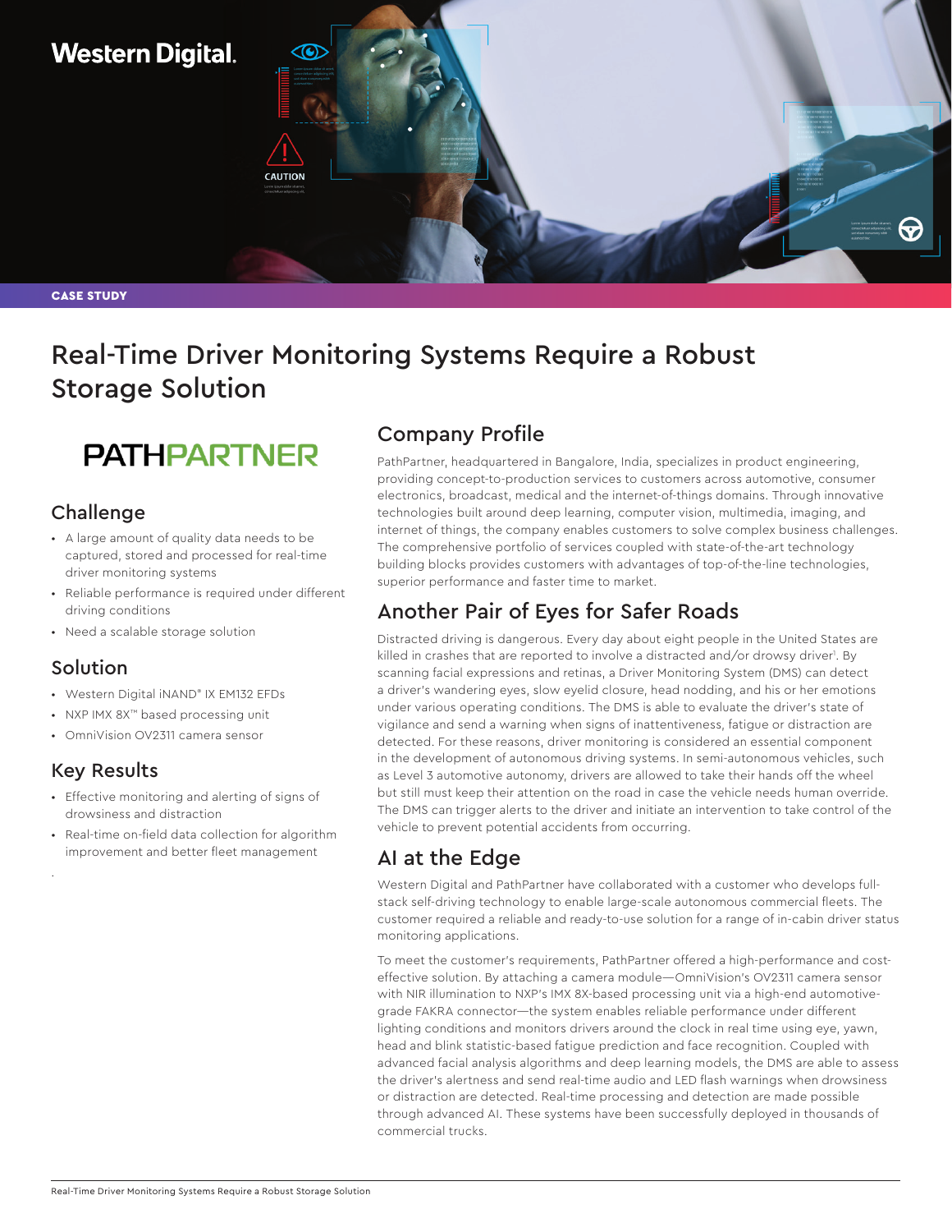Western Digital.

CASE STUDY

# Real-Time Driver Monitoring Systems Require a Robust Storage Solution

PATHPARTNER

## Challenge

- A large amount of quality data needs to be captured, stored and processed for real-time driver monitoring systems
- Reliable performance is required under different driving conditions
- Need a scalable storage solution

## Solution

- Western Digital iNAND® IX EM132 EFDs
- NXP IMX 8X™ based processing unit
- OmniVision OV2311 camera sensor

## Key Results

- Effective monitoring and alerting of signs of drowsiness and distraction
- Real-time on-field data collection for algorithm improvement and better fleet management

## Company Profile

PathPartner, headquartered in Bangalore, India, specializes in product engineering, providing concept-to-production services to customers across automotive, consumer electronics, broadcast, medical and the internet-of-things domains. Through innovative technologies built around deep learning, computer vision, multimedia, imaging, and internet of things, the company enables customers to solve complex business challenges. The comprehensive portfolio of services coupled with state-of-the-art technology building blocks provides customers with advantages of top-of-the-line technologies, superior performance and faster time to market.

## Another Pair of Eyes for Safer Roads

Distracted driving is dangerous. Every day about eight people in the United States are killed in crashes that are reported to involve a distracted and/or drowsy driver[1]. By scanning facial expressions and retinas, a Driver Monitoring System (DMS) can detect a driver's wandering eyes, slow eyelid closure, head nodding, and his or her emotions under various operating conditions. The DMS is able to evaluate the driver's state of vigilance and send a warning when signs of inattentiveness, fatigue or distraction are detected. For these reasons, driver monitoring is considered an essential component in the development of autonomous driving systems. In semi-autonomous vehicles, such as Level 3 automotive autonomy, drivers are allowed to take their hands off the wheel but still must keep their attention on the road in case the vehicle needs human override. The DMS can trigger alerts to the driver and initiate an intervention to take control of the vehicle to prevent potential accidents from occurring.

## AI at the Edge

Western Digital and PathPartner have collaborated with a customer who develops full-stack self-driving technology to enable large-scale autonomous commercial fleets. The customer required a reliable and ready-to-use solution for a range of in-cabin driver status monitoring applications.

To meet the customer's requirements, PathPartner offered a high-performance and cost-effective solution. By attaching a camera module—OmniVision's OV2311 camera sensor with NIR illumination to NXP's IMX 8X-based processing unit via a high-end automotive-grade FAKRA connector—the system enables reliable performance under different lighting conditions and monitors drivers around the clock in real time using eye, yawn, head and blink statistic-based fatigue prediction and face recognition. Coupled with advanced facial analysis algorithms and deep learning models, the DMS are able to assess the driver's alertness and send real-time audio and LED flash warnings when drowsiness or distraction are detected. Real-time processing and detection are made possible through advanced AI. These systems have been successfully deployed in thousands of commercial trucks.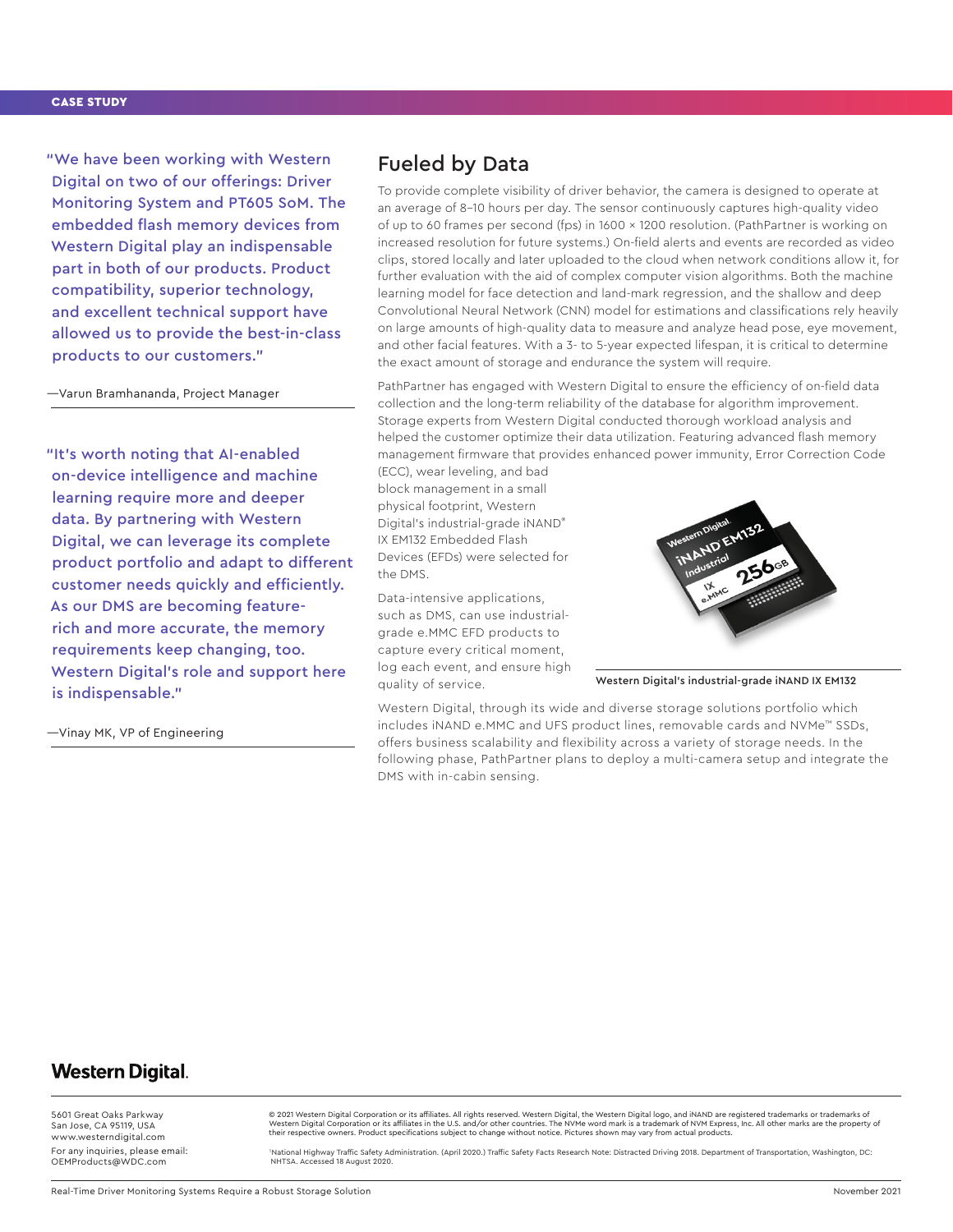"We have been working with Western Digital on two of our offerings: Driver Monitoring System and PT605 SoM. The embedded flash memory devices from Western Digital play an indispensable part in both of our products. Product compatibility, superior technology, and excellent technical support have allowed us to provide the best-in-class products to our customers."

—Varun Bramhananda, Project Manager

"It's worth noting that AI-enabled on-device intelligence and machine learning require more and deeper data. By partnering with Western Digital, we can leverage its complete product portfolio and adapt to different customer needs quickly and efficiently. As our DMS are becoming feature-rich and more accurate, the memory requirements keep changing, too. Western Digital's role and support here is indispensable."

—Vinay MK, VP of Engineering

## Fueled by Data

To provide complete visibility of driver behavior, the camera is designed to operate at an average of 8–10 hours per day. The sensor continuously captures high-quality video of up to 60 frames per second (fps) in 1600 × 1200 resolution. (PathPartner is working on increased resolution for future systems.) On-field alerts and events are recorded as video clips, stored locally and later uploaded to the cloud when network conditions allow it, for further evaluation with the aid of complex computer vision algorithms. Both the machine learning model for face detection and land-mark regression, and the shallow and deep Convolutional Neural Network (CNN) model for estimations and classifications rely heavily on large amounts of high-quality data to measure and analyze head pose, eye movement, and other facial features. With a 3- to 5-year expected lifespan, it is critical to determine the exact amount of storage and endurance the system will require.

PathPartner has engaged with Western Digital to ensure the efficiency of on-field data collection and the long-term reliability of the database for algorithm improvement. Storage experts from Western Digital conducted thorough workload analysis and helped the customer optimize their data utilization. Featuring advanced flash memory management firmware that provides enhanced power immunity, Error Correction Code (ECC), wear leveling, and bad block management in a small physical footprint, Western Digital's industrial-grade iNAND® IX EM132 Embedded Flash Devices (EFDs) were selected for the DMS.

Data-intensive applications, such as DMS, can use industrial-grade e.MMC EFD products to capture every critical moment, log each event, and ensure high quality of service.

Western Digital's industrial-grade iNAND IX EM132

Western Digital, through its wide and diverse storage solutions portfolio which includes iNAND e.MMC and UFS product lines, removable cards and NVMe™ SSDs, offers business scalability and flexibility across a variety of storage needs. In the following phase, PathPartner plans to deploy a multi-camera setup and integrate the DMS with in-cabin sensing.

**Western Digital.**

5601 Great Oaks Parkway
San Jose, CA 95119, USA
www.westerndigital.com

For any inquiries, please email:
OEMProducts@WDC.com

© 2021 Western Digital Corporation or its affiliates. All rights reserved. Western Digital, the Western Digital logo, and iNAND are registered trademarks or trademarks of Western Digital Corporation or its affiliates in the U.S. and/or other countries. The NVMe word mark is a trademark of NVM Express, Inc. All other marks are the property of their respective owners. Product specifications subject to change without notice. Pictures shown may vary from actual products.

[1]National Highway Traffic Safety Administration. (April 2020.) Traffic Safety Facts Research Note: Distracted Driving 2018. Department of Transportation, Washington, DC: NHTSA. Accessed 18 August 2020.